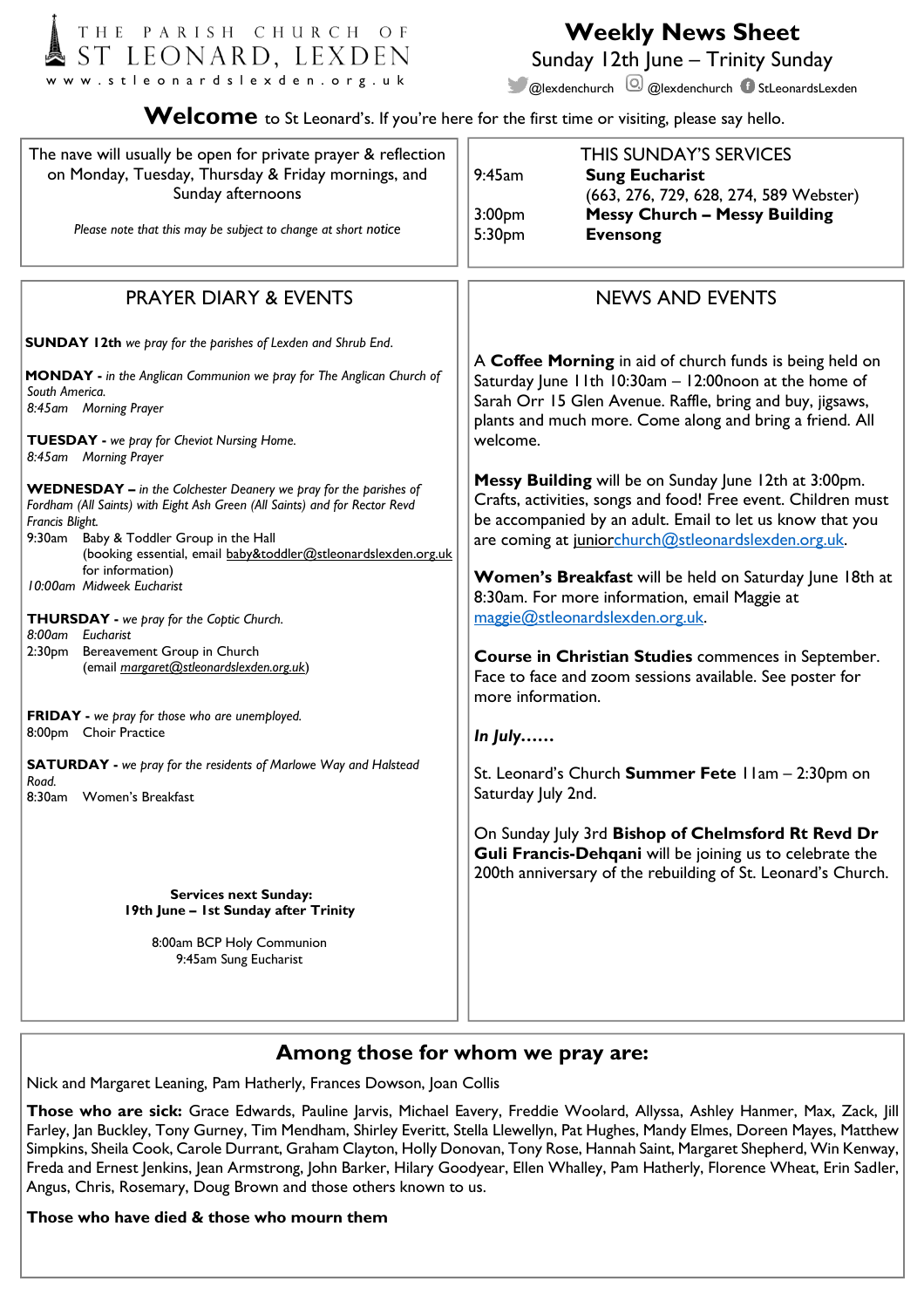THE PARISH CHURCH OF
ST LEONARD, LEXDEN
www.stleonardslexden.org.uk

# Weekly News Sheet

Sunday 12th June – Trinity Sunday

@lexdenchurch @lexdenchurch StLeonardsLexden

**Welcome** to St Leonard's. If you're here for the first time or visiting, please say hello.

The nave will usually be open for private prayer & reflection on Monday, Tuesday, Thursday & Friday mornings, and Sunday afternoons

*Please note that this may be subject to change at short notice*

## THIS SUNDAY'S SERVICES

9:45am **Sung Eucharist** (663, 276, 729, 628, 274, 589 Webster)

3:00pm **Messy Church – Messy Building**

5:30pm **Evensong**

## PRAYER DIARY & EVENTS

**SUNDAY 12th** *we pray for the parishes of Lexden and Shrub End.*

**MONDAY -** *in the Anglican Communion we pray for The Anglican Church of South America.*
*8:45am Morning Prayer*

**TUESDAY -** *we pray for Cheviot Nursing Home.*
*8:45am Morning Prayer*

**WEDNESDAY –** *in the Colchester Deanery we pray for the parishes of Fordham (All Saints) with Eight Ash Green (All Saints) and for Rector Revd Francis Blight.*
9:30am Baby & Toddler Group in the Hall (booking essential, email baby&toddler@stleonardslexden.org.uk for information)
*10:00am Midweek Eucharist*

**THURSDAY -** *we pray for the Coptic Church.*
*8:00am Eucharist*
2:30pm Bereavement Group in Church (email *margaret@stleonardslexden.org.uk*)

**FRIDAY -** *we pray for those who are unemployed.*
8:00pm Choir Practice

**SATURDAY -** *we pray for the residents of Marlowe Way and Halstead Road.*
8:30am Women's Breakfast

**Services next Sunday:**
**19th June – 1st Sunday after Trinity**

8:00am BCP Holy Communion
9:45am Sung Eucharist

## NEWS AND EVENTS

A **Coffee Morning** in aid of church funds is being held on Saturday June 11th 10:30am – 12:00noon at the home of Sarah Orr 15 Glen Avenue. Raffle, bring and buy, jigsaws, plants and much more. Come along and bring a friend. All welcome.

**Messy Building** will be on Sunday June 12th at 3:00pm. Crafts, activities, songs and food! Free event. Children must be accompanied by an adult. Email to let us know that you are coming at juniorchurch@stleonardslexden.org.uk.

**Women's Breakfast** will be held on Saturday June 18th at 8:30am. For more information, email Maggie at maggie@stleonardslexden.org.uk.

**Course in Christian Studies** commences in September. Face to face and zoom sessions available. See poster for more information.

***In July……***

St. Leonard's Church **Summer Fete** 11am – 2:30pm on Saturday July 2nd.

On Sunday July 3rd **Bishop of Chelmsford Rt Revd Dr Guli Francis-Dehqani** will be joining us to celebrate the 200th anniversary of the rebuilding of St. Leonard's Church.

## Among those for whom we pray are:

Nick and Margaret Leaning, Pam Hatherly, Frances Dowson, Joan Collis

**Those who are sick:** Grace Edwards, Pauline Jarvis, Michael Eavery, Freddie Woolard, Allyssa, Ashley Hanmer, Max, Zack, Jill Farley, Jan Buckley, Tony Gurney, Tim Mendham, Shirley Everitt, Stella Llewellyn, Pat Hughes, Mandy Elmes, Doreen Mayes, Matthew Simpkins, Sheila Cook, Carole Durrant, Graham Clayton, Holly Donovan, Tony Rose, Hannah Saint, Margaret Shepherd, Win Kenway, Freda and Ernest Jenkins, Jean Armstrong, John Barker, Hilary Goodyear, Ellen Whalley, Pam Hatherly, Florence Wheat, Erin Sadler, Angus, Chris, Rosemary, Doug Brown and those others known to us.

**Those who have died & those who mourn them**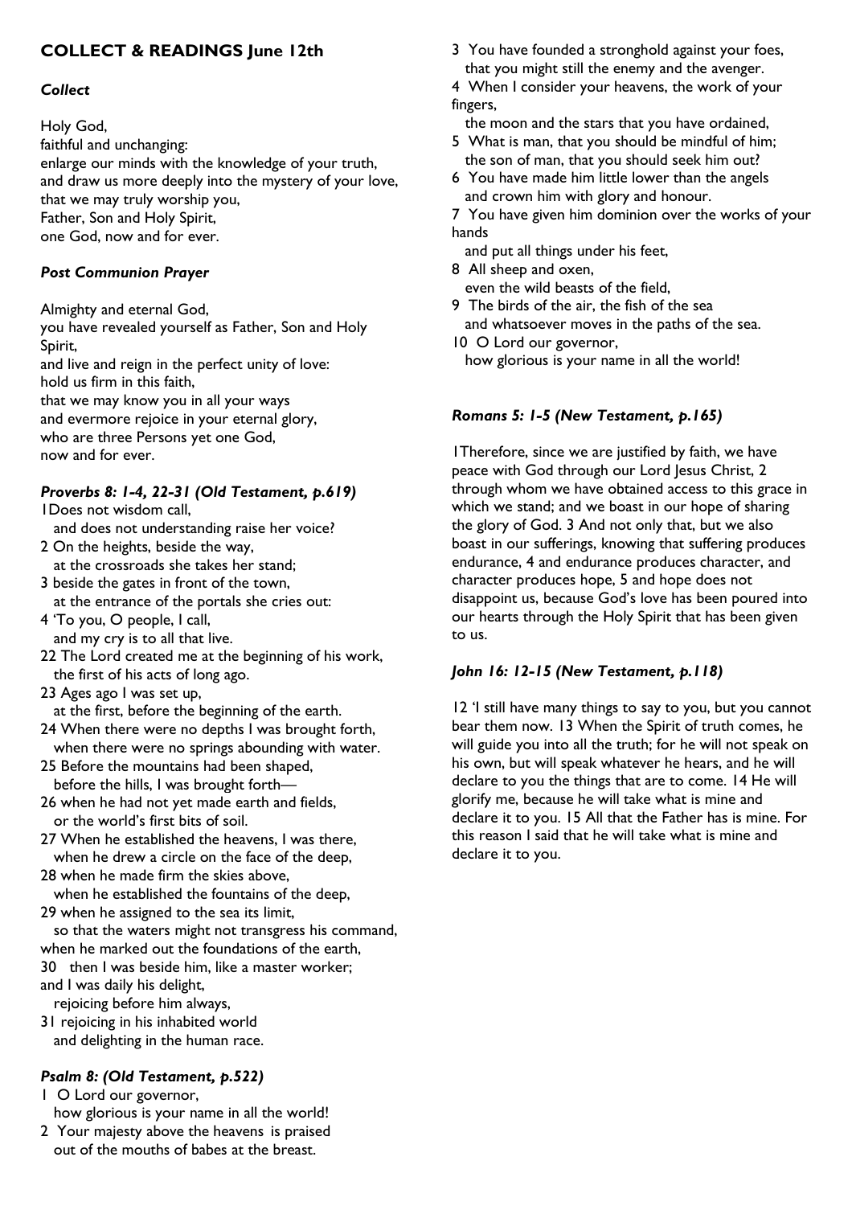## COLLECT & READINGS June 12th

### *Collect*

Holy God,
faithful and unchanging:
enlarge our minds with the knowledge of your truth,
and draw us more deeply into the mystery of your love,
that we may truly worship you,
Father, Son and Holy Spirit,
one God, now and for ever.

### *Post Communion Prayer*

Almighty and eternal God,
you have revealed yourself as Father, Son and Holy Spirit,
and live and reign in the perfect unity of love:
hold us firm in this faith,
that we may know you in all your ways
and evermore rejoice in your eternal glory,
who are three Persons yet one God,
now and for ever.

### *Proverbs 8: 1-4, 22-31 (Old Testament, p.619)*

1Does not wisdom call,
  and does not understanding raise her voice?
2 On the heights, beside the way,
  at the crossroads she takes her stand;
3 beside the gates in front of the town,
  at the entrance of the portals she cries out:
4 'To you, O people, I call,
  and my cry is to all that live.
22 The Lord created me at the beginning of his work,
  the first of his acts of long ago.
23 Ages ago I was set up,
  at the first, before the beginning of the earth.
24 When there were no depths I was brought forth,
  when there were no springs abounding with water.
25 Before the mountains had been shaped,
  before the hills, I was brought forth—
26 when he had not yet made earth and fields,
  or the world's first bits of soil.
27 When he established the heavens, I was there,
  when he drew a circle on the face of the deep,
28 when he made firm the skies above,
  when he established the fountains of the deep,
29 when he assigned to the sea its limit,
  so that the waters might not transgress his command,
when he marked out the foundations of the earth,
30 then I was beside him, like a master worker;
and I was daily his delight,
  rejoicing before him always,
31 rejoicing in his inhabited world
  and delighting in the human race.

### *Psalm 8: (Old Testament, p.522)*

1 O Lord our governor,
  how glorious is your name in all the world!
2 Your majesty above the heavens is praised
  out of the mouths of babes at the breast.
3 You have founded a stronghold against your foes,
  that you might still the enemy and the avenger.
4 When I consider your heavens, the work of your fingers,
  the moon and the stars that you have ordained,
5 What is man, that you should be mindful of him;
  the son of man, that you should seek him out?
6 You have made him little lower than the angels
  and crown him with glory and honour.
7 You have given him dominion over the works of your hands
  and put all things under his feet,
8 All sheep and oxen,
  even the wild beasts of the field,
9 The birds of the air, the fish of the sea
  and whatsoever moves in the paths of the sea.
10 O Lord our governor,
  how glorious is your name in all the world!

### *Romans 5: 1-5 (New Testament, p.165)*

1Therefore, since we are justified by faith, we have peace with God through our Lord Jesus Christ, 2 through whom we have obtained access to this grace in which we stand; and we boast in our hope of sharing the glory of God. 3 And not only that, but we also boast in our sufferings, knowing that suffering produces endurance, 4 and endurance produces character, and character produces hope, 5 and hope does not disappoint us, because God's love has been poured into our hearts through the Holy Spirit that has been given to us.

### *John 16: 12-15 (New Testament, p.118)*

12 'I still have many things to say to you, but you cannot bear them now. 13 When the Spirit of truth comes, he will guide you into all the truth; for he will not speak on his own, but will speak whatever he hears, and he will declare to you the things that are to come. 14 He will glorify me, because he will take what is mine and declare it to you. 15 All that the Father has is mine. For this reason I said that he will take what is mine and declare it to you.